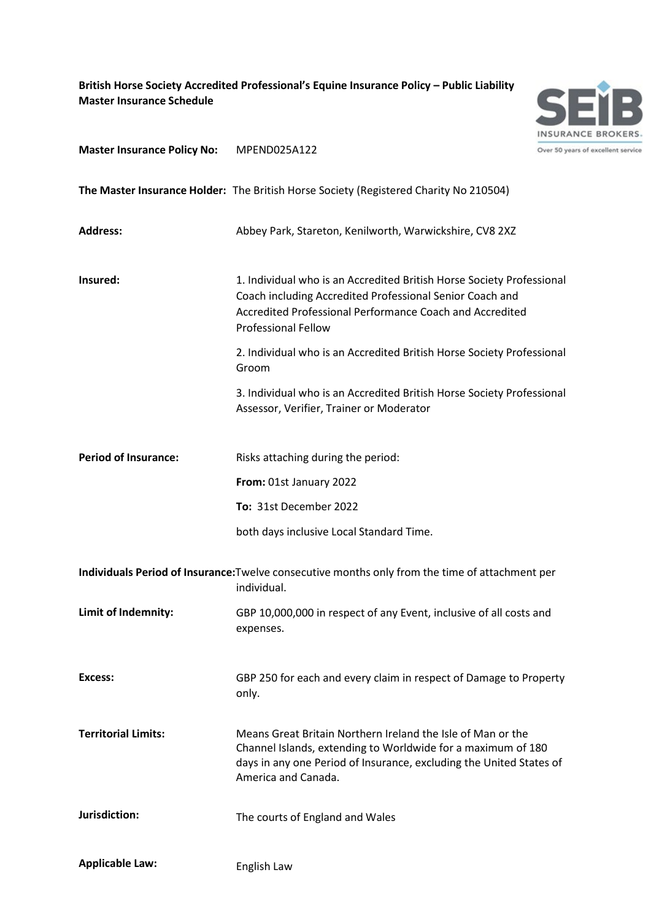**British Horse Society Accredited Professional's Equine Insurance Policy – Public Liability Master Insurance Schedule**

**Master Insurance Policy No:** MPEND025A122

**The Master Insurance Holder:** The British Horse Society (Registered Charity No 210504)

**Address:** Abbey Park, Stareton, Kenilworth, Warwickshire, CV8 2XZ

**Insured:**

1. Individual who is an Accredited British Horse Society Professional Coach including Accredited Professional Senior Coach and Accredited Professional Performance Coach and Accredited Professional Fellow
2. Individual who is an Accredited British Horse Society Professional Groom
3. Individual who is an Accredited British Horse Society Professional Assessor, Verifier, Trainer or Moderator

**Period of Insurance:** Risks attaching during the period:

**From:** 01st January 2022

**To:** 31st December 2022

both days inclusive Local Standard Time.

**Individuals Period of Insurance:** Twelve consecutive months only from the time of attachment per individual.

**Limit of Indemnity:** GBP 10,000,000 in respect of any Event, inclusive of all costs and expenses.

**Excess:** GBP 250 for each and every claim in respect of Damage to Property only.

**Territorial Limits:** Means Great Britain Northern Ireland the Isle of Man or the Channel Islands, extending to Worldwide for a maximum of 180 days in any one Period of Insurance, excluding the United States of America and Canada.

**Jurisdiction:** The courts of England and Wales

**Applicable Law:** English Law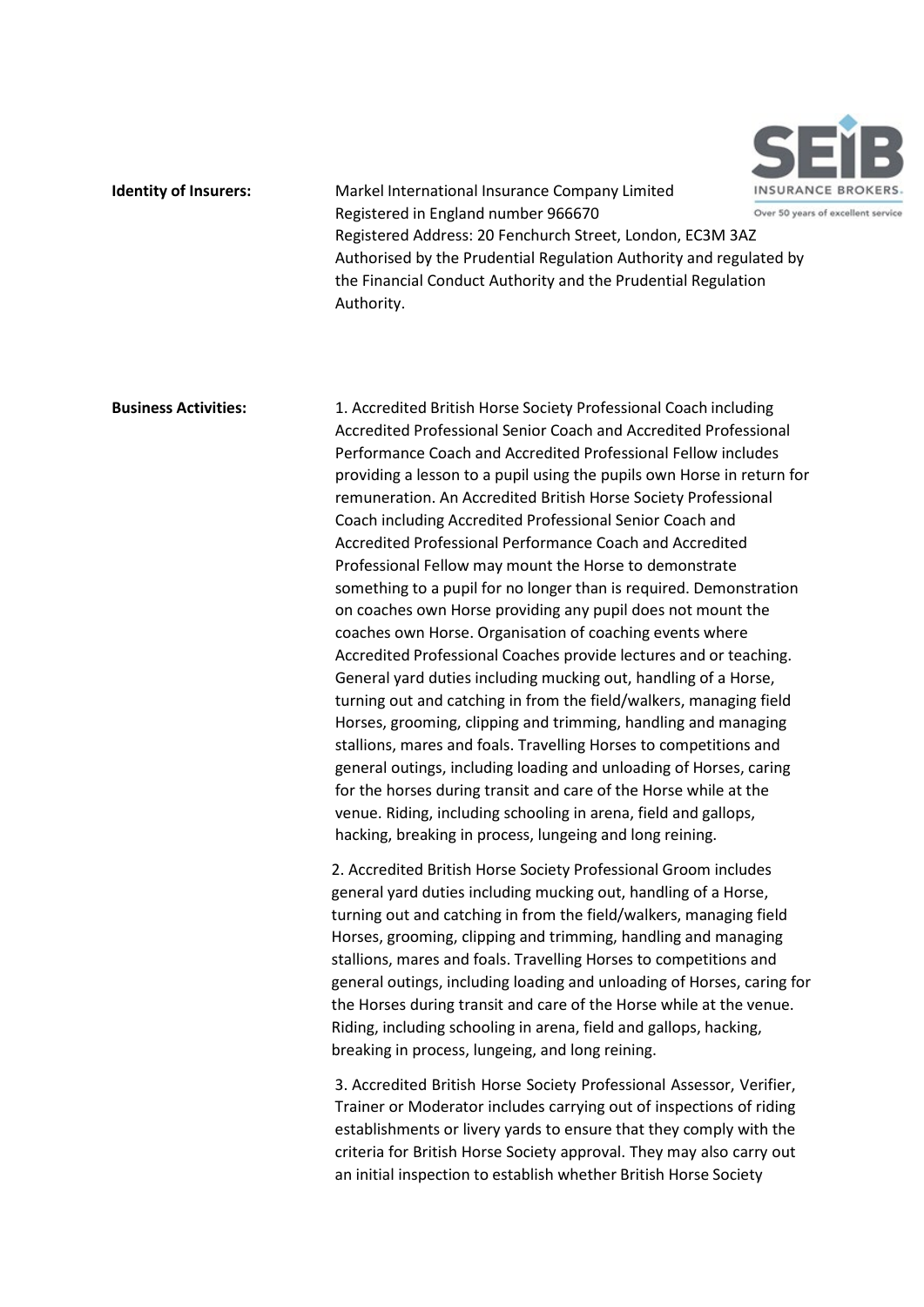**Identity of Insurers:** Markel International Insurance Company Limited
Registered in England number 966670
Registered Address: 20 Fenchurch Street, London, EC3M 3AZ
Authorised by the Prudential Regulation Authority and regulated by the Financial Conduct Authority and the Prudential Regulation Authority.

**Business Activities:**

1. Accredited British Horse Society Professional Coach including Accredited Professional Senior Coach and Accredited Professional Performance Coach and Accredited Professional Fellow includes providing a lesson to a pupil using the pupils own Horse in return for remuneration. An Accredited British Horse Society Professional Coach including Accredited Professional Senior Coach and Accredited Professional Performance Coach and Accredited Professional Fellow may mount the Horse to demonstrate something to a pupil for no longer than is required. Demonstration on coaches own Horse providing any pupil does not mount the coaches own Horse. Organisation of coaching events where Accredited Professional Coaches provide lectures and or teaching. General yard duties including mucking out, handling of a Horse, turning out and catching in from the field/walkers, managing field Horses, grooming, clipping and trimming, handling and managing stallions, mares and foals. Travelling Horses to competitions and general outings, including loading and unloading of Horses, caring for the horses during transit and care of the Horse while at the venue. Riding, including schooling in arena, field and gallops, hacking, breaking in process, lungeing and long reining.

2. Accredited British Horse Society Professional Groom includes general yard duties including mucking out, handling of a Horse, turning out and catching in from the field/walkers, managing field Horses, grooming, clipping and trimming, handling and managing stallions, mares and foals. Travelling Horses to competitions and general outings, including loading and unloading of Horses, caring for the Horses during transit and care of the Horse while at the venue. Riding, including schooling in arena, field and gallops, hacking, breaking in process, lungeing, and long reining.

3. Accredited British Horse Society Professional Assessor, Verifier, Trainer or Moderator includes carrying out of inspections of riding establishments or livery yards to ensure that they comply with the criteria for British Horse Society approval. They may also carry out an initial inspection to establish whether British Horse Society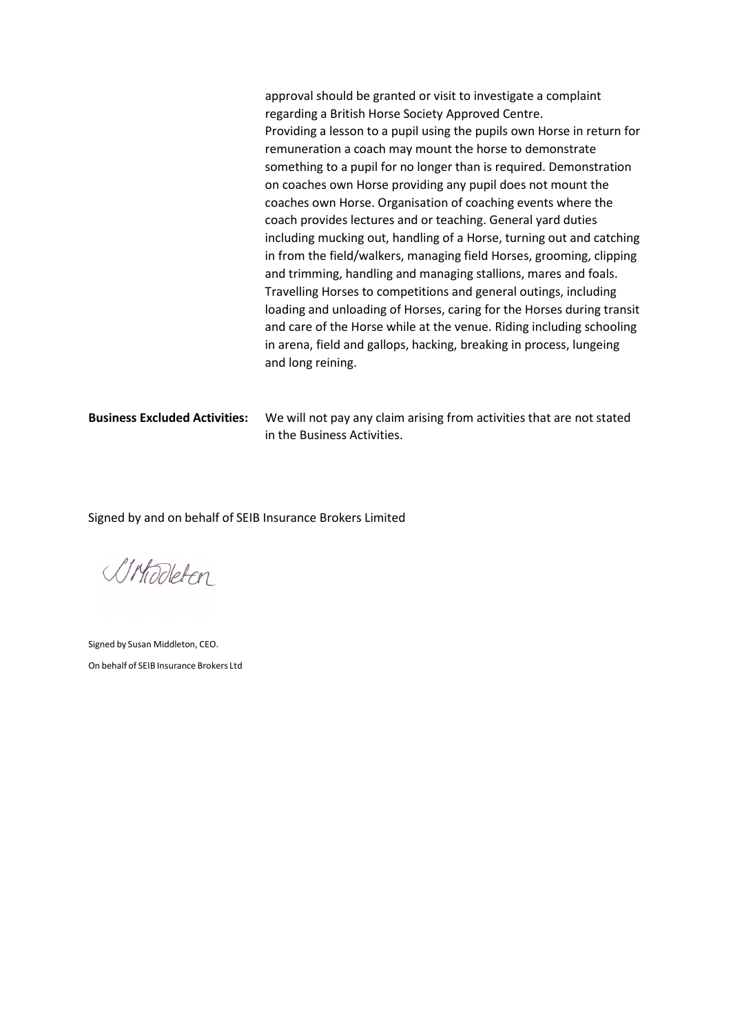approval should be granted or visit to investigate a complaint regarding a British Horse Society Approved Centre.
Providing a lesson to a pupil using the pupils own Horse in return for remuneration a coach may mount the horse to demonstrate something to a pupil for no longer than is required. Demonstration on coaches own Horse providing any pupil does not mount the coaches own Horse. Organisation of coaching events where the coach provides lectures and or teaching. General yard duties including mucking out, handling of a Horse, turning out and catching in from the field/walkers, managing field Horses, grooming, clipping and trimming, handling and managing stallions, mares and foals. Travelling Horses to competitions and general outings, including loading and unloading of Horses, caring for the Horses during transit and care of the Horse while at the venue. Riding including schooling in arena, field and gallops, hacking, breaking in process, lungeing and long reining.

**Business Excluded Activities:** We will not pay any claim arising from activities that are not stated in the Business Activities.

Signed by and on behalf of SEIB Insurance Brokers Limited

S Middleton

Signed by Susan Middleton, CEO.

On behalf of SEIB Insurance Brokers Ltd